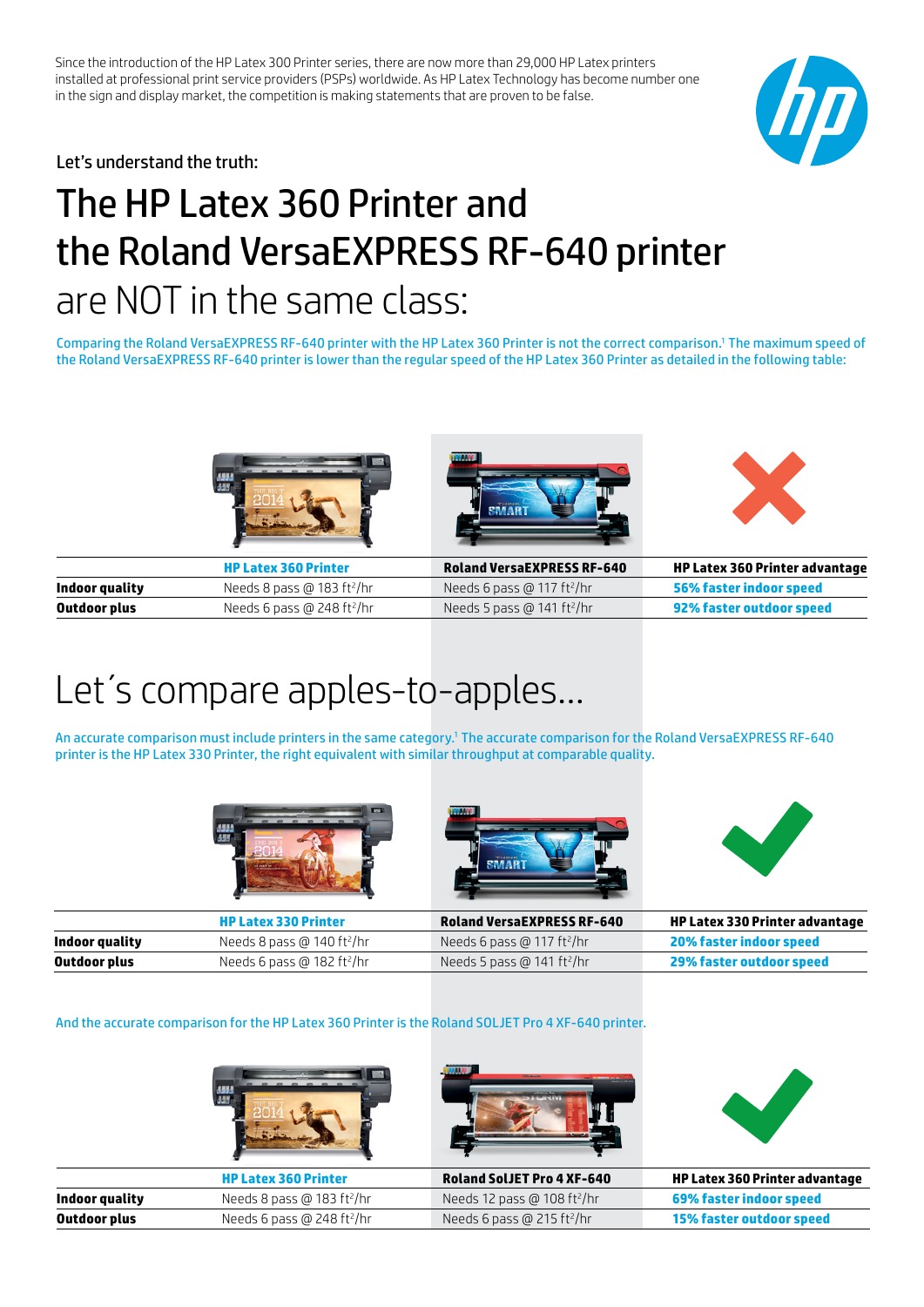Since the introduction of the HP Latex 300 Printer series, there are now more than 29,000 HP Latex printers installed at professional print service providers (PSPs) worldwide. As HP Latex Technology has become number one in the sign and display market, the competition is making statements that are proven to be false.

Let's understand the truth:

# The HP Latex 360 Printer and the Roland VersaEXPRESS RF-640 printer are NOT in the same class:

Comparing the Roland VersaEXPRESS RF-640 printer with the HP Latex 360 Printer is not the correct comparison.[1] The maximum speed of the Roland VersaEXPRESS RF-640 printer is lower than the regular speed of the HP Latex 360 Printer as detailed in the following table:

| | HP Latex 360 Printer | Roland VersaEXPRESS RF-640 | HP Latex 360 Printer advantage |
|---|---|---|---|
| **Indoor quality** | Needs 8 pass @ 183 ft²/hr | Needs 6 pass @ 117 ft²/hr | **56% faster indoor speed** |
| **Outdoor plus** | Needs 6 pass @ 248 ft²/hr | Needs 5 pass @ 141 ft²/hr | **92% faster outdoor speed** |

# Let´s compare apples-to-apples...

An accurate comparison must include printers in the same category.[1] The accurate comparison for the Roland VersaEXPRESS RF-640 printer is the HP Latex 330 Printer, the right equivalent with similar throughput at comparable quality.

| | HP Latex 330 Printer | Roland VersaEXPRESS RF-640 | HP Latex 330 Printer advantage |
|---|---|---|---|
| **Indoor quality** | Needs 8 pass @ 140 ft²/hr | Needs 6 pass @ 117 ft²/hr | **20% faster indoor speed** |
| **Outdoor plus** | Needs 6 pass @ 182 ft²/hr | Needs 5 pass @ 141 ft²/hr | **29% faster outdoor speed** |

And the accurate comparison for the HP Latex 360 Printer is the Roland SOLJET Pro 4 XF-640 printer.

| | HP Latex 360 Printer | Roland SolJET Pro 4 XF-640 | HP Latex 360 Printer advantage |
|---|---|---|---|
| **Indoor quality** | Needs 8 pass @ 183 ft²/hr | Needs 12 pass @ 108 ft²/hr | **69% faster indoor speed** |
| **Outdoor plus** | Needs 6 pass @ 248 ft²/hr | Needs 6 pass @ 215 ft²/hr | **15% faster outdoor speed** |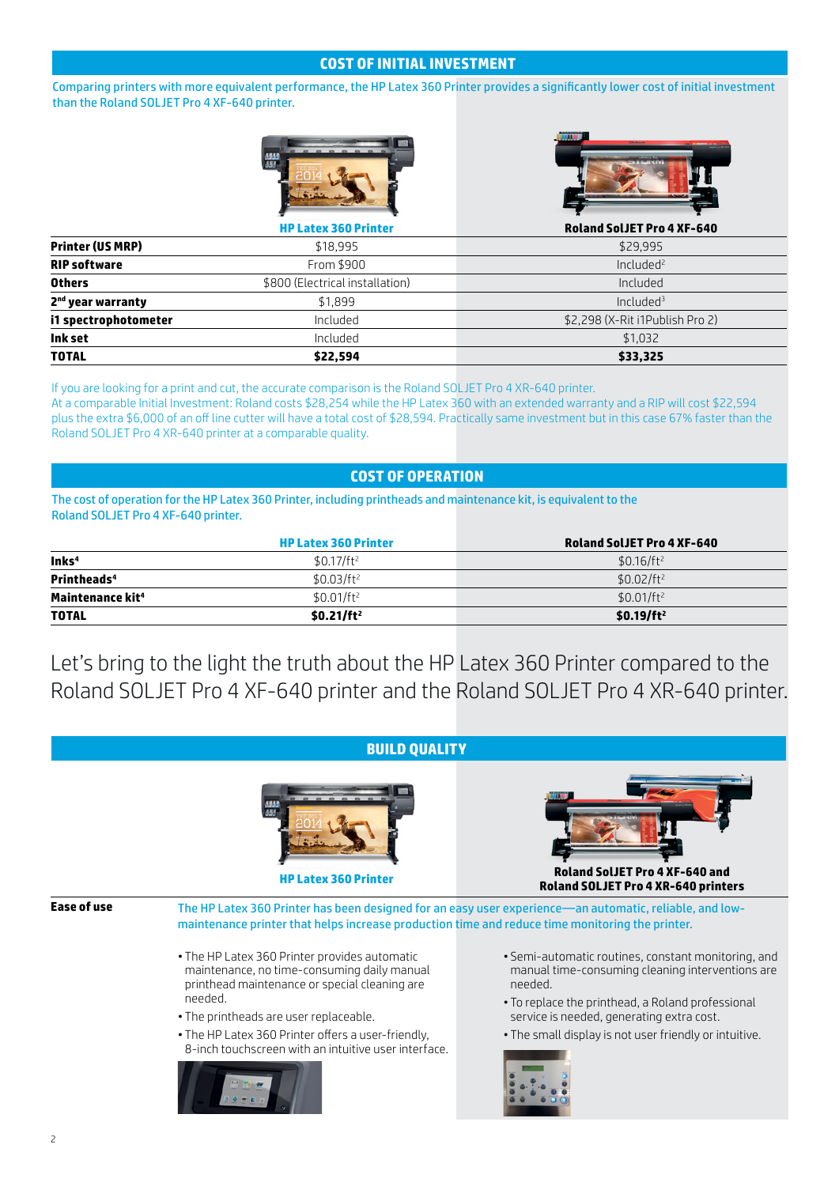## COST OF INITIAL INVESTMENT

Comparing printers with more equivalent performance, the HP Latex 360 Printer provides a significantly lower cost of initial investment than the Roland SOLJET Pro 4 XF-640 printer.

| | HP Latex 360 Printer | Roland SolJET Pro 4 XF-640 |
|---|---|---|
| **Printer (US MRP)** | $18,995 | $29,995 |
| **RIP software** | From $900 | Included[2] |
| **Others** | $800 (Electrical installation) | Included |
| **2nd year warranty** | $1,899 | Included[3] |
| **i1 spectrophotometer** | Included | $2,298 (X-Rit i1Publish Pro 2) |
| **Ink set** | Included | $1,032 |
| **TOTAL** | **$22,594** | **$33,325** |

If you are looking for a print and cut, the accurate comparison is the Roland SOLJET Pro 4 XR-640 printer.
At a comparable Initial Investment: Roland costs $28,254 while the HP Latex 360 with an extended warranty and a RIP will cost $22,594 plus the extra $6,000 of an off line cutter will have a total cost of $28,594. Practically same investment but in this case 67% faster than the Roland SOLJET Pro 4 XR-640 printer at a comparable quality.

## COST OF OPERATION

The cost of operation for the HP Latex 360 Printer, including printheads and maintenance kit, is equivalent to the Roland SOLJET Pro 4 XF-640 printer.

| | HP Latex 360 Printer | Roland SolJET Pro 4 XF-640 |
|---|---|---|
| **Inks[4]** | $0.17/ft² | $0.16/ft² |
| **Printheads[4]** | $0.03/ft² | $0.02/ft² |
| **Maintenance kit[4]** | $0.01/ft² | $0.01/ft² |
| **TOTAL** | **$0.21/ft²** | **$0.19/ft²** |

# Let's bring to the light the truth about the HP Latex 360 Printer compared to the Roland SOLJET Pro 4 XF-640 printer and the Roland SOLJET Pro 4 XR-640 printer.

## BUILD QUALITY

| | HP Latex 360 Printer | Roland SolJET Pro 4 XF-640 and Roland SOLJET Pro 4 XR-640 printers |
|---|---|---|

**Ease of use**

The HP Latex 360 Printer has been designed for an easy user experience—an automatic, reliable, and low-maintenance printer that helps increase production time and reduce time monitoring the printer.

**HP Latex 360 Printer**

- The HP Latex 360 Printer provides automatic maintenance, no time-consuming daily manual printhead maintenance or special cleaning are needed.
- The printheads are user replaceable.
- The HP Latex 360 Printer offers a user-friendly, 8-inch touchscreen with an intuitive user interface.

**Roland SolJET Pro 4 XF-640 and Roland SOLJET Pro 4 XR-640 printers**

- Semi-automatic routines, constant monitoring, and manual time-consuming cleaning interventions are needed.
- To replace the printhead, a Roland professional service is needed, generating extra cost.
- The small display is not user friendly or intuitive.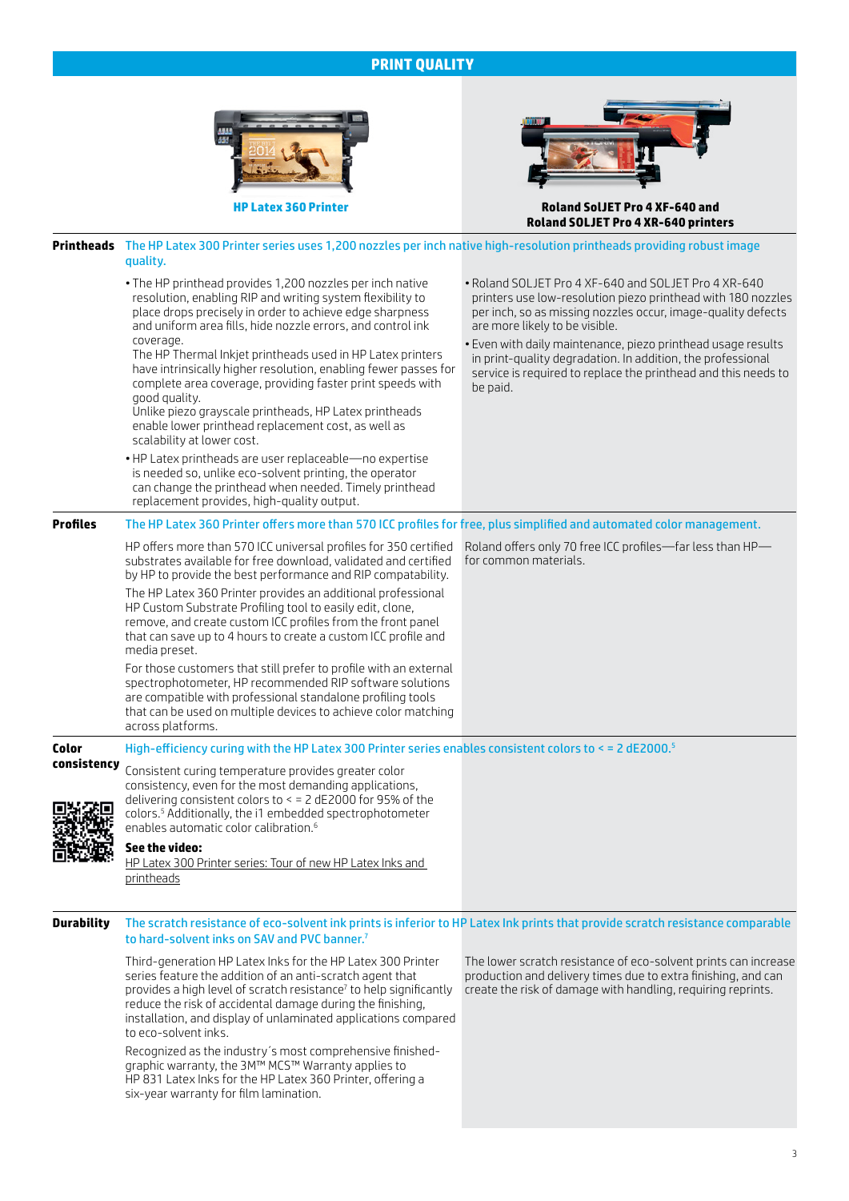## PRINT QUALITY

| | HP Latex 360 Printer | Roland SolJET Pro 4 XF-640 and Roland SOLJET Pro 4 XR-640 printers |
|---|---|---|

### Printheads

**The HP Latex 300 Printer series uses 1,200 nozzles per inch native high-resolution printheads providing robust image quality.**

**HP Latex 360 Printer:**

- The HP printhead provides 1,200 nozzles per inch native resolution, enabling RIP and writing system flexibility to place drops precisely in order to achieve edge sharpness and uniform area fills, hide nozzle errors, and control ink coverage.
  The HP Thermal Inkjet printheads used in HP Latex printers have intrinsically higher resolution, enabling fewer passes for complete area coverage, providing faster print speeds with good quality.
  Unlike piezo grayscale printheads, HP Latex printheads enable lower printhead replacement cost, as well as scalability at lower cost.
- HP Latex printheads are user replaceable—no expertise is needed so, unlike eco-solvent printing, the operator can change the printhead when needed. Timely printhead replacement provides, high-quality output.

**Roland SolJET Pro 4 XF-640 and SOLJET Pro 4 XR-640:**

- Roland SOLJET Pro 4 XF-640 and SOLJET Pro 4 XR-640 printers use low-resolution piezo printhead with 180 nozzles per inch, so as missing nozzles occur, image-quality defects are more likely to be visible.
- Even with daily maintenance, piezo printhead usage results in print-quality degradation. In addition, the professional service is required to replace the printhead and this needs to be paid.

### Profiles

**The HP Latex 360 Printer offers more than 570 ICC profiles for free, plus simplified and automated color management.**

**HP Latex 360 Printer:**

HP offers more than 570 ICC universal profiles for 350 certified substrates available for free download, validated and certified by HP to provide the best performance and RIP compatability.

The HP Latex 360 Printer provides an additional professional HP Custom Substrate Profiling tool to easily edit, clone, remove, and create custom ICC profiles from the front panel that can save up to 4 hours to create a custom ICC profile and media preset.

For those customers that still prefer to profile with an external spectrophotometer, HP recommended RIP software solutions are compatible with professional standalone profiling tools that can be used on multiple devices to achieve color matching across platforms.

**Roland SolJET Pro 4 XF-640 and SOLJET Pro 4 XR-640:**

Roland offers only 70 free ICC profiles—far less than HP—for common materials.

### Color consistency

**High-efficiency curing with the HP Latex 300 Printer series enables consistent colors to < = 2 dE2000.[5]**

Consistent curing temperature provides greater color consistency, even for the most demanding applications, delivering consistent colors to < = 2 dE2000 for 95% of the colors.[5] Additionally, the i1 embedded spectrophotometer enables automatic color calibration.[6]

**See the video:**
HP Latex 300 Printer series: Tour of new HP Latex Inks and printheads

### Durability

**The scratch resistance of eco-solvent ink prints is inferior to HP Latex Ink prints that provide scratch resistance comparable to hard-solvent inks on SAV and PVC banner.[7]**

**HP Latex 360 Printer:**

Third-generation HP Latex Inks for the HP Latex 300 Printer series feature the addition of an anti-scratch agent that provides a high level of scratch resistance[7] to help significantly reduce the risk of accidental damage during the finishing, installation, and display of unlaminated applications compared to eco-solvent inks.

Recognized as the industry´s most comprehensive finished-graphic warranty, the 3M™ MCS™ Warranty applies to HP 831 Latex Inks for the HP Latex 360 Printer, offering a six-year warranty for film lamination.

**Roland SolJET Pro 4 XF-640 and SOLJET Pro 4 XR-640:**

The lower scratch resistance of eco-solvent prints can increase production and delivery times due to extra finishing, and can create the risk of damage with handling, requiring reprints.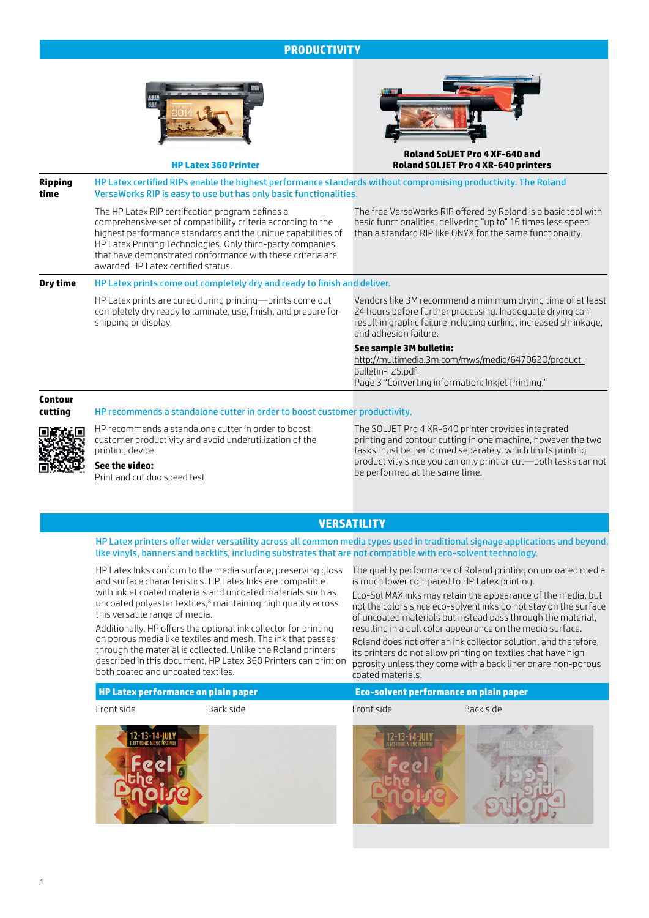## PRODUCTIVITY

| | HP Latex 360 Printer | Roland SolJET Pro 4 XF-640 and Roland SOLJET Pro 4 XR-640 printers |
|---|---|---|
| **Ripping time** | HP Latex certified RIPs enable the highest performance standards without compromising productivity. The Roland VersaWorks RIP is easy to use but has only basic functionalities. | |
| | The HP Latex RIP certification program defines a comprehensive set of compatibility criteria according to the highest performance standards and the unique capabilities of HP Latex Printing Technologies. Only third-party companies that have demonstrated conformance with these criteria are awarded HP Latex certified status. | The free VersaWorks RIP offered by Roland is a basic tool with basic functionalities, delivering "up to" 16 times less speed than a standard RIP like ONYX for the same functionality. |
| **Dry time** | HP Latex prints come out completely dry and ready to finish and deliver. | |
| | HP Latex prints are cured during printing—prints come out completely dry ready to laminate, use, finish, and prepare for shipping or display. | Vendors like 3M recommend a minimum drying time of at least 24 hours before further processing. Inadequate drying can result in graphic failure including curling, increased shrinkage, and adhesion failure. **See sample 3M bulletin:** http://multimedia.3m.com/mws/media/6470620/product-bulletin-ij25.pdf Page 3 "Converting information: Inkjet Printing." |
| **Contour cutting** | HP recommends a standalone cutter in order to boost customer productivity. | |
| | HP recommends a standalone cutter in order to boost customer productivity and avoid underutilization of the printing device. **See the video:** Print and cut duo speed test | The SOLJET Pro 4 XR-640 printer provides integrated printing and contour cutting in one machine, however the two tasks must be performed separately, which limits printing productivity since you can only print or cut—both tasks cannot be performed at the same time. |

## VERSATILITY

HP Latex printers offer wider versatility across all common media types used in traditional signage applications and beyond, like vinyls, banners and backlits, including substrates that are not compatible with eco-solvent technology.

HP Latex Inks conform to the media surface, preserving gloss and surface characteristics. HP Latex Inks are compatible with inkjet coated materials and uncoated materials such as uncoated polyester textiles,[8] maintaining high quality across this versatile range of media.

Additionally, HP offers the optional ink collector for printing on porous media like textiles and mesh. The ink that passes through the material is collected. Unlike the Roland printers described in this document, HP Latex 360 Printers can print on both coated and uncoated textiles.

The quality performance of Roland printing on uncoated media is much lower compared to HP Latex printing.

Eco-Sol MAX inks may retain the appearance of the media, but not the colors since eco-solvent inks do not stay on the surface of uncoated materials but instead pass through the material, resulting in a dull color appearance on the media surface.

Roland does not offer an ink collector solution, and therefore, its printers do not allow printing on textiles that have high porosity unless they come with a back liner or are non-porous coated materials.

| HP Latex performance on plain paper | | Eco-solvent performance on plain paper | |
|---|---|---|---|
| Front side | Back side | Front side | Back side |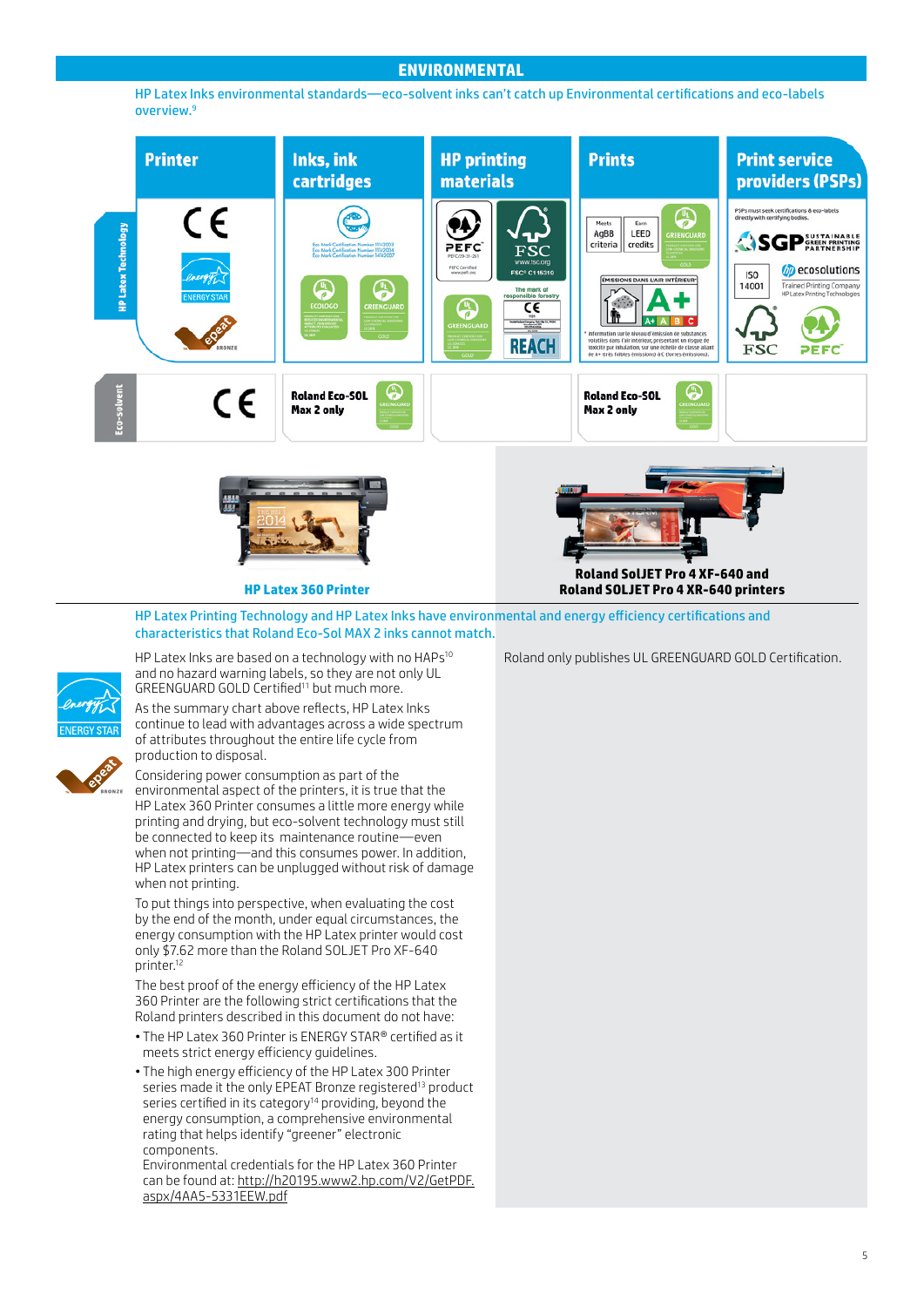## ENVIRONMENTAL

HP Latex Inks environmental standards—eco-solvent inks can't catch up Environmental certifications and eco-labels overview.[9]

| | Printer | Inks, ink cartridges | HP printing materials | Prints | Print service providers (PSPs) |
|---|---|---|---|---|---|
| HP Latex Technology | CE, ENERGY STAR, epeat BRONZE | Eco Mark Certification Number 111\12013, Eco Mark Certification Number 111\12014, Eco Mark Certification Number 141\12007; UL ECOLOGO; UL GREENGUARD GOLD | PEFC; FSC www.fsc.org FSC® C115310; UL GREENGUARD GOLD; The mark of responsible forestry; CE; REACH | Meets AgBB criteria; Earn LEED credits; UL GREENGUARD GOLD; ÉMISSIONS DANS L'AIR INTÉRIEUR A+ | PSPs must seek certifications & eco-labels directly with certifying bodies. SGP Sustainable Green Printing Partnership; ISO 14001; hp ecosolutions Trained Printing Company HP Latex Printing Technologies; FSC; PEFC |
| Eco-solvent | CE | Roland Eco-SOL Max 2 only; UL GREENGUARD GOLD | | Roland Eco-SOL Max 2 only; UL GREENGUARD GOLD | |

**HP Latex 360 Printer**

**Roland SolJET Pro 4 XF-640 and Roland SOLJET Pro 4 XR-640 printers**

HP Latex Printing Technology and HP Latex Inks have environmental and energy efficiency certifications and characteristics that Roland Eco-Sol MAX 2 inks cannot match.

HP Latex Inks are based on a technology with no HAPs[10] and no hazard warning labels, so they are not only UL GREENGUARD GOLD Certified[11] but much more.

As the summary chart above reflects, HP Latex Inks continue to lead with advantages across a wide spectrum of attributes throughout the entire life cycle from production to disposal.

Considering power consumption as part of the environmental aspect of the printers, it is true that the HP Latex 360 Printer consumes a little more energy while printing and drying, but eco-solvent technology must still be connected to keep its maintenance routine—even when not printing—and this consumes power. In addition, HP Latex printers can be unplugged without risk of damage when not printing.

To put things into perspective, when evaluating the cost by the end of the month, under equal circumstances, the energy consumption with the HP Latex printer would cost only $7.62 more than the Roland SOLJET Pro XF-640 printer.[12]

The best proof of the energy efficiency of the HP Latex 360 Printer are the following strict certifications that the Roland printers described in this document do not have:

- The HP Latex 360 Printer is ENERGY STAR® certified as it meets strict energy efficiency guidelines.
- The high energy efficiency of the HP Latex 300 Printer series made it the only EPEAT Bronze registered[13] product series certified in its category[14] providing, beyond the energy consumption, a comprehensive environmental rating that helps identify "greener" electronic components.
  Environmental credentials for the HP Latex 360 Printer can be found at: http://h20195.www2.hp.com/V2/GetPDF.aspx/4AA5-5331EEW.pdf

Roland only publishes UL GREENGUARD GOLD Certification.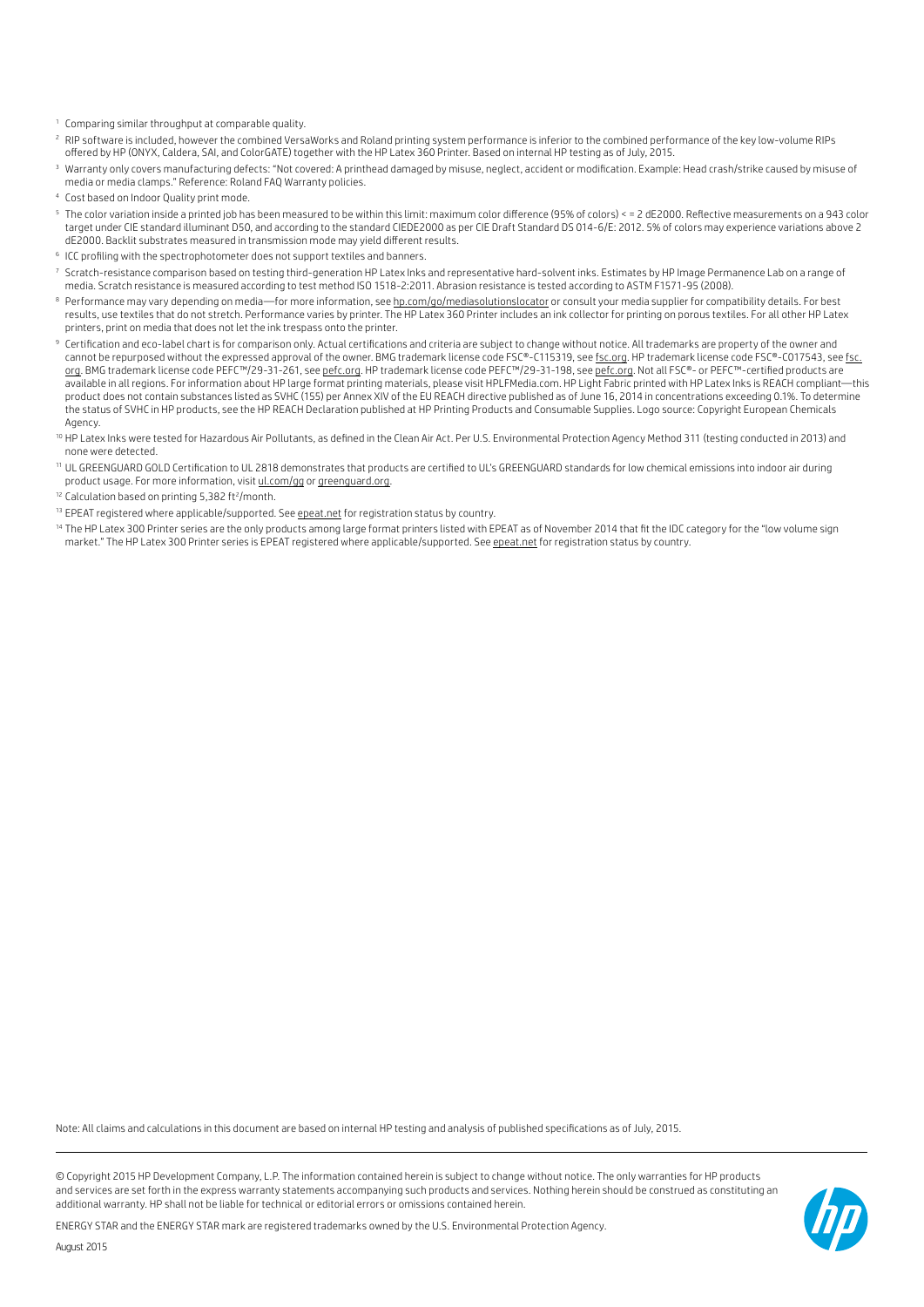[1] Comparing similar throughput at comparable quality.

[2] RIP software is included, however the combined VersaWorks and Roland printing system performance is inferior to the combined performance of the key low-volume RIPs offered by HP (ONYX, Caldera, SAI, and ColorGATE) together with the HP Latex 360 Printer. Based on internal HP testing as of July, 2015.

[3] Warranty only covers manufacturing defects: "Not covered: A printhead damaged by misuse, neglect, accident or modification. Example: Head crash/strike caused by misuse of media or media clamps." Reference: Roland FAQ Warranty policies.

[4] Cost based on Indoor Quality print mode.

[5] The color variation inside a printed job has been measured to be within this limit: maximum color difference (95% of colors) < = 2 dE2000. Reflective measurements on a 943 color target under CIE standard illuminant D50, and according to the standard CIEDE2000 as per CIE Draft Standard DS 014-6/E: 2012. 5% of colors may experience variations above 2 dE2000. Backlit substrates measured in transmission mode may yield different results.

[6] ICC profiling with the spectrophotometer does not support textiles and banners.

[7] Scratch-resistance comparison based on testing third-generation HP Latex Inks and representative hard-solvent inks. Estimates by HP Image Permanence Lab on a range of media. Scratch resistance is measured according to test method ISO 1518-2:2011. Abrasion resistance is tested according to ASTM F1571-95 (2008).

[8] Performance may vary depending on media—for more information, see hp.com/go/mediasolutionslocator or consult your media supplier for compatibility details. For best results, use textiles that do not stretch. Performance varies by printer. The HP Latex 360 Printer includes an ink collector for printing on porous textiles. For all other HP Latex printers, print on media that does not let the ink trespass onto the printer.

[9] Certification and eco-label chart is for comparison only. Actual certifications and criteria are subject to change without notice. All trademarks are property of the owner and cannot be repurposed without the expressed approval of the owner. BMG trademark license code FSC®-C115319, see fsc.org. HP trademark license code FSC®-C017543, see fsc.org. BMG trademark license code PEFC™/29-31-261, see pefc.org. HP trademark license code PEFC™/29-31-198, see pefc.org. Not all FSC®- or PEFC™-certified products are available in all regions. For information about HP large format printing materials, please visit HPLFMedia.com. HP Light Fabric printed with HP Latex Inks is REACH compliant—this product does not contain substances listed as SVHC (155) per Annex XIV of the EU REACH directive published as of June 16, 2014 in concentrations exceeding 0.1%. To determine the status of SVHC in HP products, see the HP REACH Declaration published at HP Printing Products and Consumable Supplies. Logo source: Copyright European Chemicals Agency.

[10] HP Latex Inks were tested for Hazardous Air Pollutants, as defined in the Clean Air Act. Per U.S. Environmental Protection Agency Method 311 (testing conducted in 2013) and none were detected.

[11] UL GREENGUARD GOLD Certification to UL 2818 demonstrates that products are certified to UL's GREENGUARD standards for low chemical emissions into indoor air during product usage. For more information, visit ul.com/gg or greenguard.org.

[12] Calculation based on printing 5,382 $ft^2$/month.

[13] EPEAT registered where applicable/supported. See epeat.net for registration status by country.

[14] The HP Latex 300 Printer series are the only products among large format printers listed with EPEAT as of November 2014 that fit the IDC category for the "low volume sign market." The HP Latex 300 Printer series is EPEAT registered where applicable/supported. See epeat.net for registration status by country.

Note: All claims and calculations in this document are based on internal HP testing and analysis of published specifications as of July, 2015.

© Copyright 2015 HP Development Company, L.P. The information contained herein is subject to change without notice. The only warranties for HP products and services are set forth in the express warranty statements accompanying such products and services. Nothing herein should be construed as constituting an additional warranty. HP shall not be liable for technical or editorial errors or omissions contained herein.

ENERGY STAR and the ENERGY STAR mark are registered trademarks owned by the U.S. Environmental Protection Agency.

August 2015